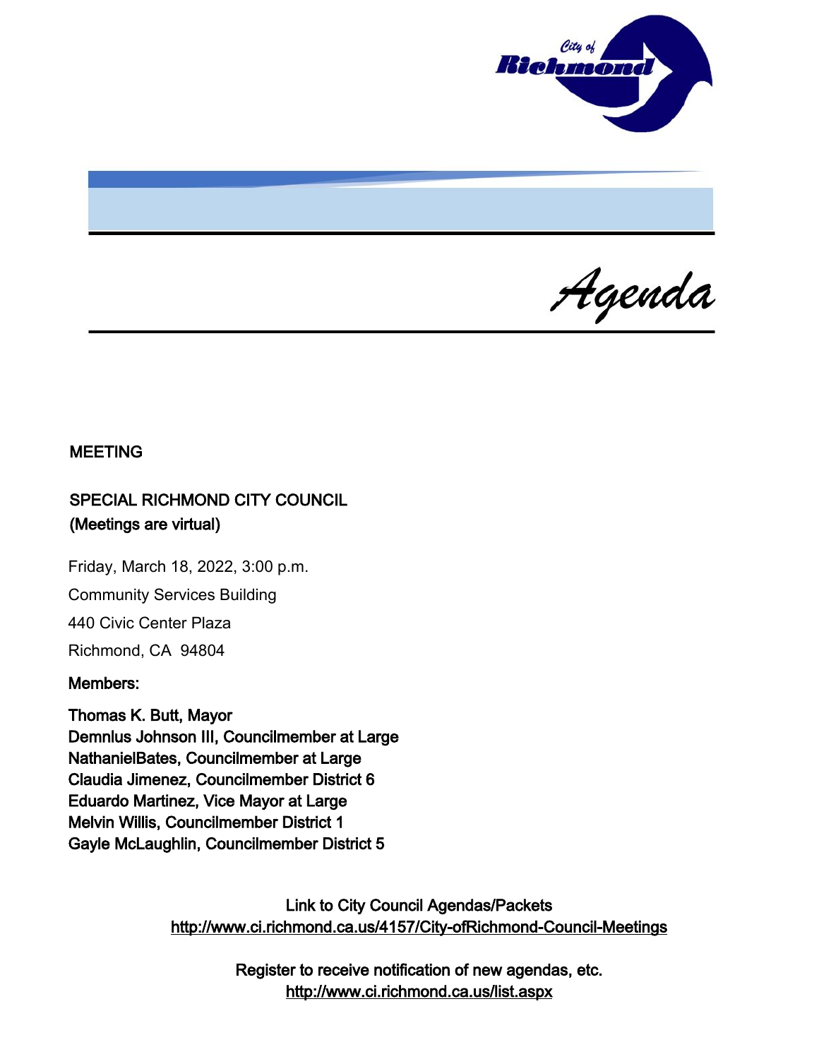City of Richmond

# *Agenda*

**MEETING**

**SPECIAL RICHMOND CITY COUNCIL**
**(Meetings are virtual)**

Friday, March 18, 2022, 3:00 p.m.

Community Services Building

440 Civic Center Plaza

Richmond, CA  94804

**Members:**

**Thomas K. Butt, Mayor**
**Demnlus Johnson III, Councilmember at Large**
**NathanielBates, Councilmember at Large**
**Claudia Jimenez, Councilmember District 6**
**Eduardo Martinez, Vice Mayor at Large**
**Melvin Willis, Councilmember District 1**
**Gayle McLaughlin, Councilmember District 5**

Link to City Council Agendas/Packets
http://www.ci.richmond.ca.us/4157/City-ofRichmond-Council-Meetings

Register to receive notification of new agendas, etc.
http://www.ci.richmond.ca.us/list.aspx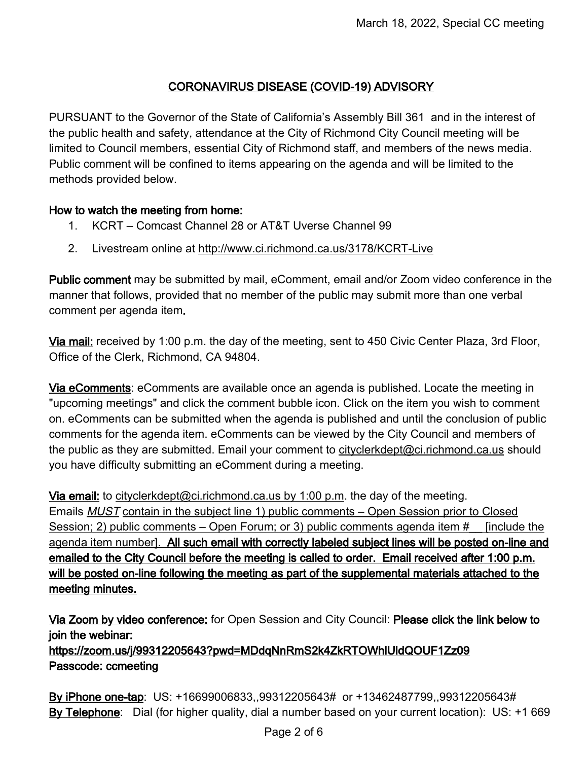## CORONAVIRUS DISEASE (COVID-19) ADVISORY

PURSUANT to the Governor of the State of California's Assembly Bill 361 and in the interest of the public health and safety, attendance at the City of Richmond City Council meeting will be limited to Council members, essential City of Richmond staff, and members of the news media. Public comment will be confined to items appearing on the agenda and will be limited to the methods provided below.

**How to watch the meeting from home:**

1. KCRT – Comcast Channel 28 or AT&T Uverse Channel 99
2. Livestream online at http://www.ci.richmond.ca.us/3178/KCRT-Live

**Public comment** may be submitted by mail, eComment, email and/or Zoom video conference in the manner that follows, provided that no member of the public may submit more than one verbal comment per agenda item.

**Via mail:** received by 1:00 p.m. the day of the meeting, sent to 450 Civic Center Plaza, 3rd Floor, Office of the Clerk, Richmond, CA 94804.

**Via eComments**: eComments are available once an agenda is published. Locate the meeting in "upcoming meetings" and click the comment bubble icon. Click on the item you wish to comment on. eComments can be submitted when the agenda is published and until the conclusion of public comments for the agenda item. eComments can be viewed by the City Council and members of the public as they are submitted. Email your comment to cityclerkdept@ci.richmond.ca.us should you have difficulty submitting an eComment during a meeting.

**Via email:** to cityclerkdept@ci.richmond.ca.us by 1:00 p.m. the day of the meeting. Emails *MUST* contain in the subject line 1) public comments – Open Session prior to Closed Session; 2) public comments – Open Forum; or 3) public comments agenda item #__ [include the agenda item number]. **All such email with correctly labeled subject lines will be posted on-line and emailed to the City Council before the meeting is called to order. Email received after 1:00 p.m. will be posted on-line following the meeting as part of the supplemental materials attached to the meeting minutes.**

**Via Zoom by video conference:** for Open Session and City Council: **Please click the link below to join the webinar:**
**https://zoom.us/j/99312205643?pwd=MDdqNnRmS2k4ZkRTOWhlUldQOUF1Zz09**
**Passcode: ccmeeting**

**By iPhone one-tap**: US: +16699006833,,99312205643# or +13462487799,,99312205643#
**By Telephone**: Dial (for higher quality, dial a number based on your current location): US: +1 669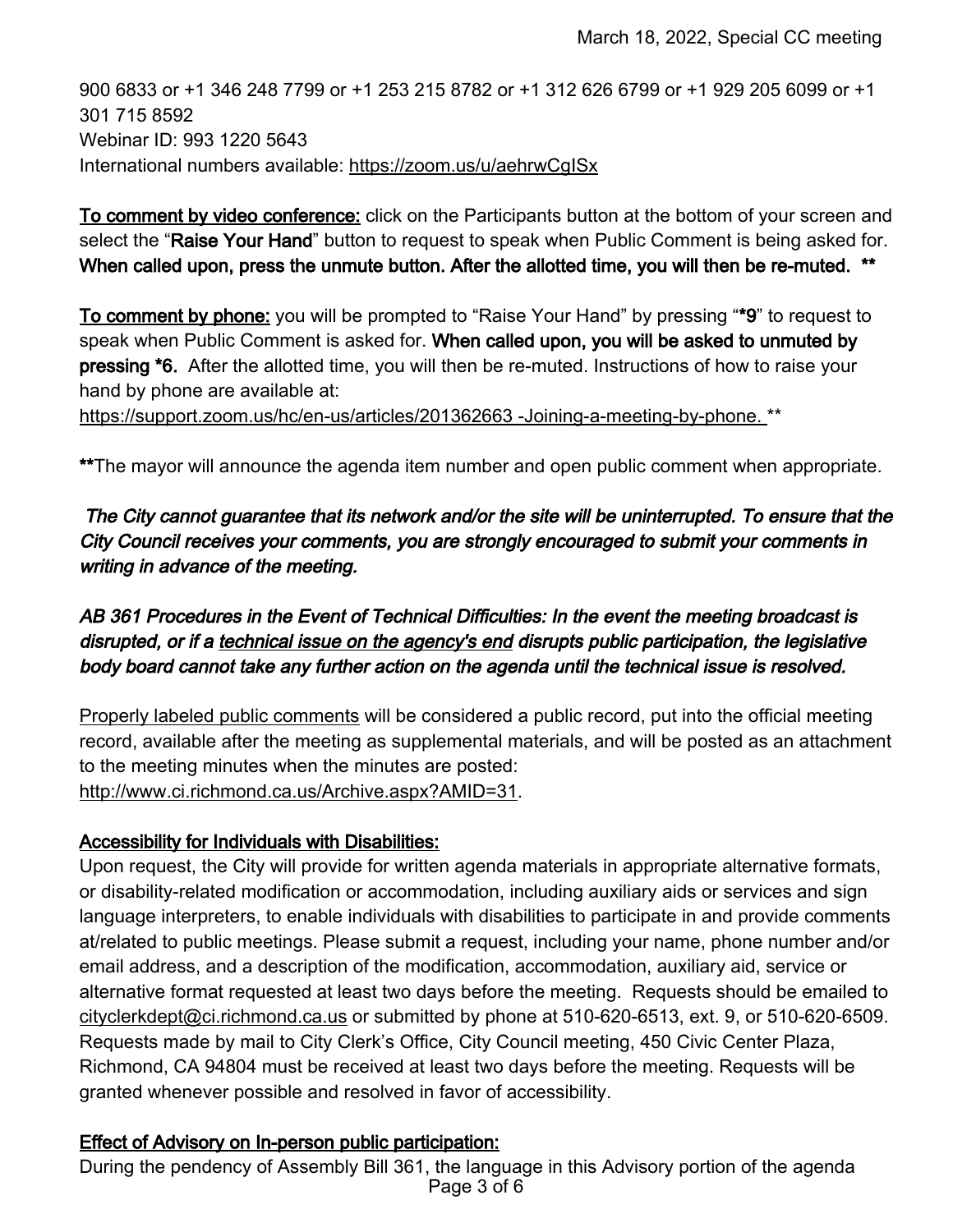900 6833 or +1 346 248 7799 or +1 253 215 8782 or +1 312 626 6799 or +1 929 205 6099 or +1 301 715 8592
Webinar ID: 993 1220 5643
International numbers available: https://zoom.us/u/aehrwCgISx

**To comment by video conference:** click on the Participants button at the bottom of your screen and select the "**Raise Your Hand**" button to request to speak when Public Comment is being asked for. **When called upon, press the unmute button. After the allotted time, you will then be re-muted. \*\***

**To comment by phone:** you will be prompted to "Raise Your Hand" by pressing "**\*9**" to request to speak when Public Comment is asked for. **When called upon, you will be asked to unmuted by pressing \*6.** After the allotted time, you will then be re-muted. Instructions of how to raise your hand by phone are available at:
https://support.zoom.us/hc/en-us/articles/201362663 -Joining-a-meeting-by-phone. \*\*

**\*\***The mayor will announce the agenda item number and open public comment when appropriate.

***The City cannot guarantee that its network and/or the site will be uninterrupted. To ensure that the City Council receives your comments, you are strongly encouraged to submit your comments in writing in advance of the meeting.***

***AB 361 Procedures in the Event of Technical Difficulties: In the event the meeting broadcast is disrupted, or if a technical issue on the agency's end disrupts public participation, the legislative body board cannot take any further action on the agenda until the technical issue is resolved.***

Properly labeled public comments will be considered a public record, put into the official meeting record, available after the meeting as supplemental materials, and will be posted as an attachment to the meeting minutes when the minutes are posted: http://www.ci.richmond.ca.us/Archive.aspx?AMID=31.

**Accessibility for Individuals with Disabilities:**

Upon request, the City will provide for written agenda materials in appropriate alternative formats, or disability-related modification or accommodation, including auxiliary aids or services and sign language interpreters, to enable individuals with disabilities to participate in and provide comments at/related to public meetings. Please submit a request, including your name, phone number and/or email address, and a description of the modification, accommodation, auxiliary aid, service or alternative format requested at least two days before the meeting. Requests should be emailed to cityclerkdept@ci.richmond.ca.us or submitted by phone at 510-620-6513, ext. 9, or 510-620-6509. Requests made by mail to City Clerk's Office, City Council meeting, 450 Civic Center Plaza, Richmond, CA 94804 must be received at least two days before the meeting. Requests will be granted whenever possible and resolved in favor of accessibility.

**Effect of Advisory on In-person public participation:**

During the pendency of Assembly Bill 361, the language in this Advisory portion of the agenda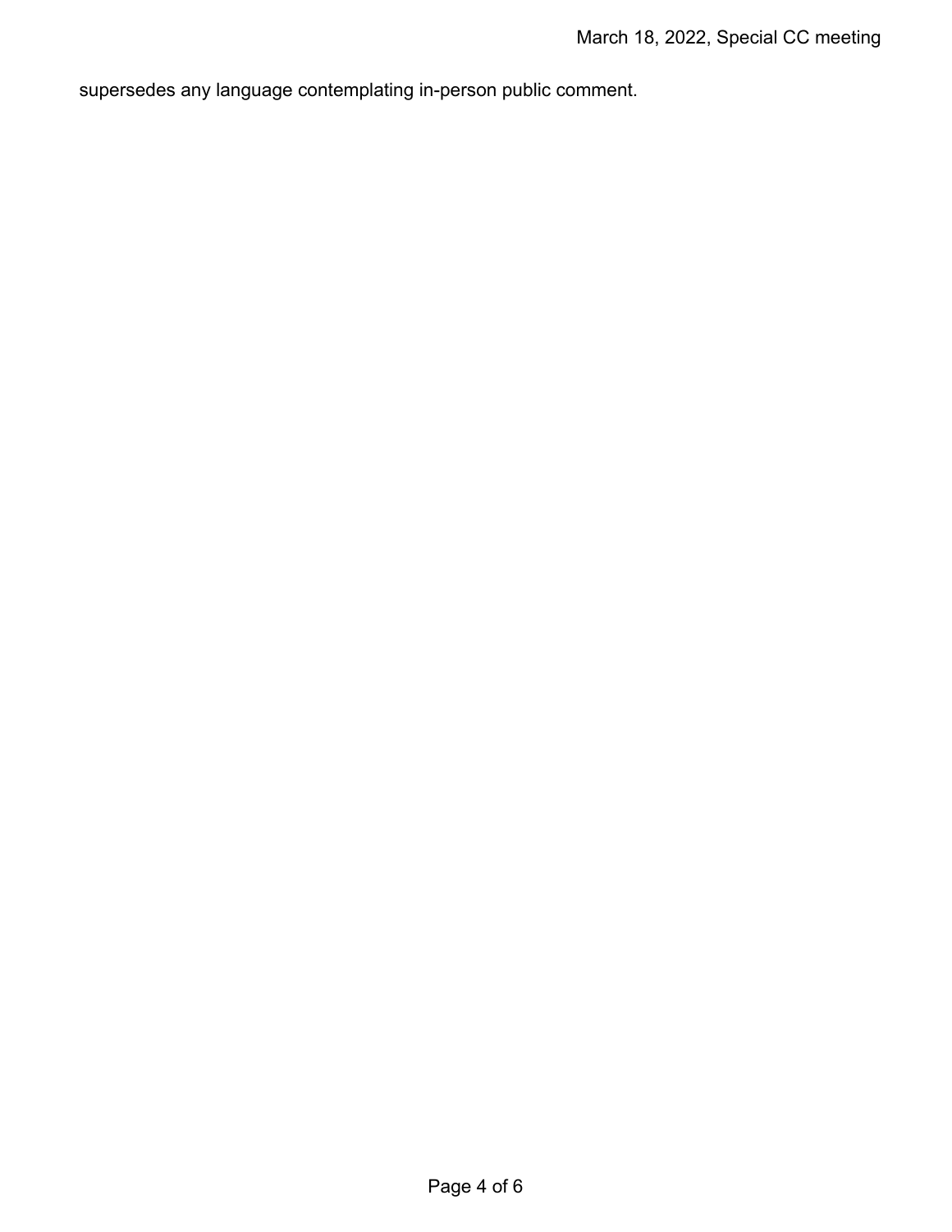supersedes any language contemplating in-person public comment.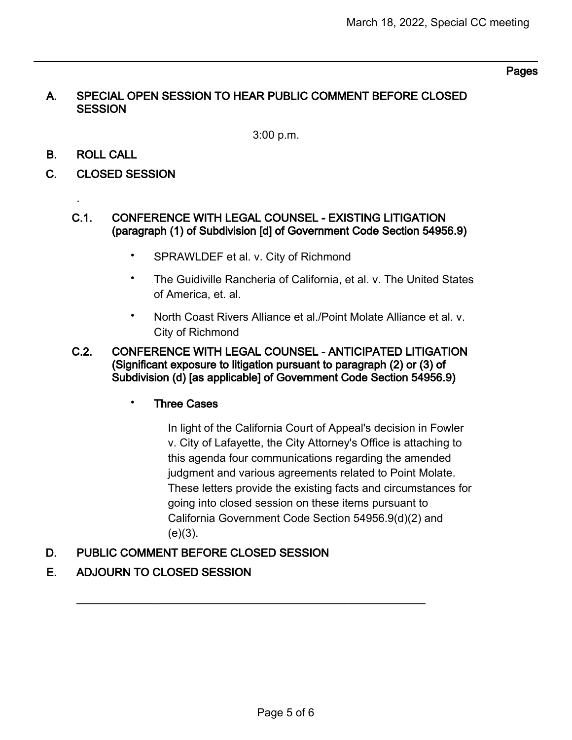Pages

## A. SPECIAL OPEN SESSION TO HEAR PUBLIC COMMENT BEFORE CLOSED SESSION

3:00 p.m.

## B. ROLL CALL

## C. CLOSED SESSION

.

### C.1. CONFERENCE WITH LEGAL COUNSEL - EXISTING LITIGATION (paragraph (1) of Subdivision [d] of Government Code Section 54956.9)

- SPRAWLDEF et al. v. City of Richmond
- The Guidiville Rancheria of California, et al. v. The United States of America, et. al.
- North Coast Rivers Alliance et al./Point Molate Alliance et al. v. City of Richmond

### C.2. CONFERENCE WITH LEGAL COUNSEL - ANTICIPATED LITIGATION (Significant exposure to litigation pursuant to paragraph (2) or (3) of Subdivision (d) [as applicable] of Government Code Section 54956.9)

- **Three Cases**

  In light of the California Court of Appeal's decision in Fowler v. City of Lafayette, the City Attorney's Office is attaching to this agenda four communications regarding the amended judgment and various agreements related to Point Molate. These letters provide the existing facts and circumstances for going into closed session on these items pursuant to California Government Code Section 54956.9(d)(2) and (e)(3).

## D. PUBLIC COMMENT BEFORE CLOSED SESSION

## E. ADJOURN TO CLOSED SESSION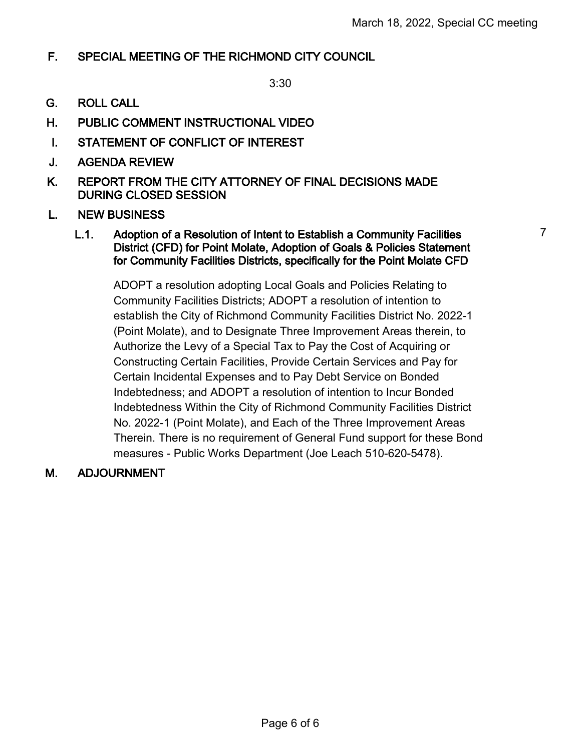## F. SPECIAL MEETING OF THE RICHMOND CITY COUNCIL

3:30

## G. ROLL CALL

## H. PUBLIC COMMENT INSTRUCTIONAL VIDEO

## I. STATEMENT OF CONFLICT OF INTEREST

## J. AGENDA REVIEW

## K. REPORT FROM THE CITY ATTORNEY OF FINAL DECISIONS MADE DURING CLOSED SESSION

## L. NEW BUSINESS

### L.1. Adoption of a Resolution of Intent to Establish a Community Facilities District (CFD) for Point Molate, Adoption of Goals & Policies Statement for Community Facilities Districts, specifically for the Point Molate CFD

7

ADOPT a resolution adopting Local Goals and Policies Relating to Community Facilities Districts; ADOPT a resolution of intention to establish the City of Richmond Community Facilities District No. 2022-1 (Point Molate), and to Designate Three Improvement Areas therein, to Authorize the Levy of a Special Tax to Pay the Cost of Acquiring or Constructing Certain Facilities, Provide Certain Services and Pay for Certain Incidental Expenses and to Pay Debt Service on Bonded Indebtedness; and ADOPT a resolution of intention to Incur Bonded Indebtedness Within the City of Richmond Community Facilities District No. 2022-1 (Point Molate), and Each of the Three Improvement Areas Therein. There is no requirement of General Fund support for these Bond measures - Public Works Department (Joe Leach 510-620-5478).

## M. ADJOURNMENT